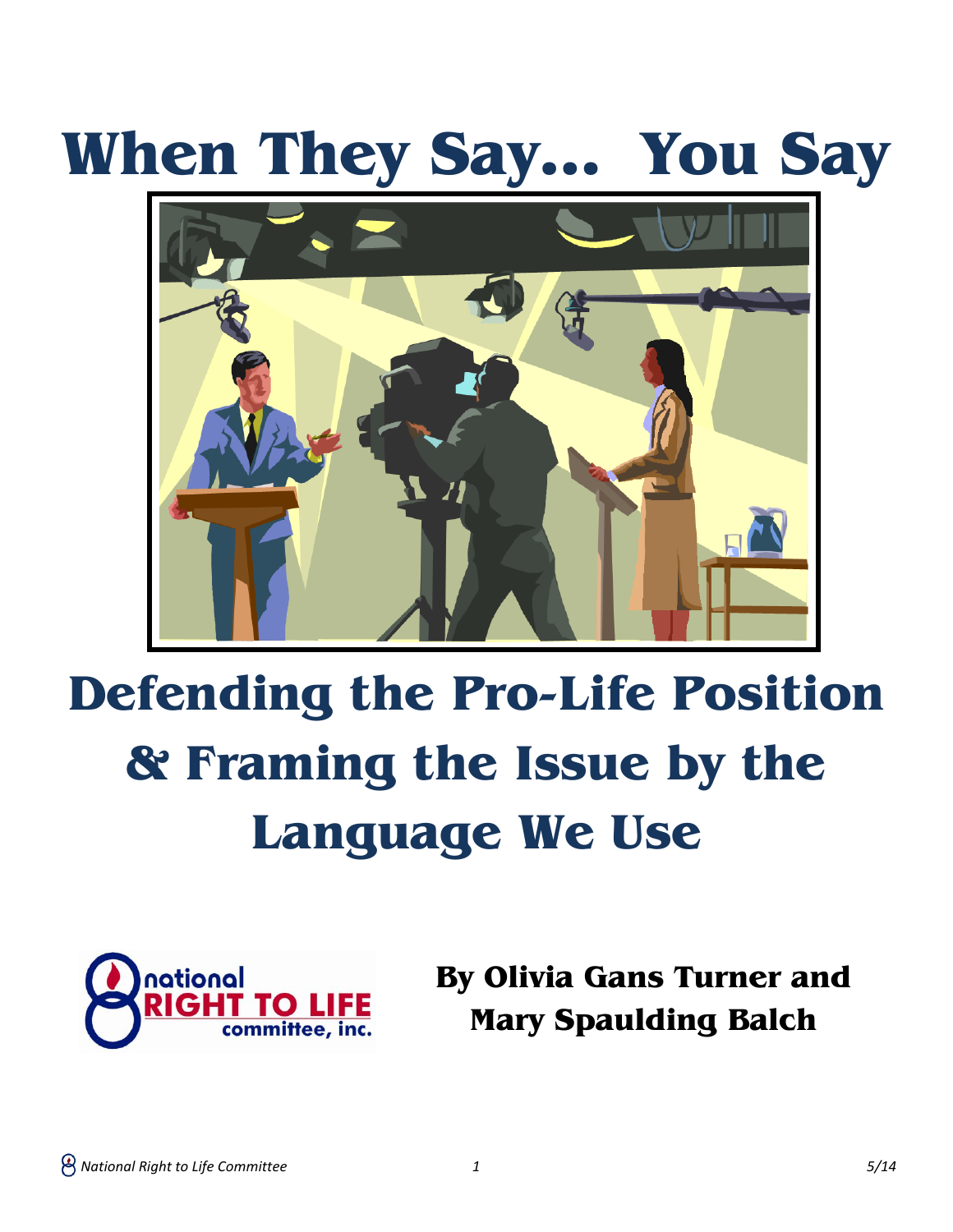# When They Say... You Say

## Defending the Pro-Life Position & Framing the Issue by the Language We Use

**By Olivia Gans Turner and Mary Spaulding Balch**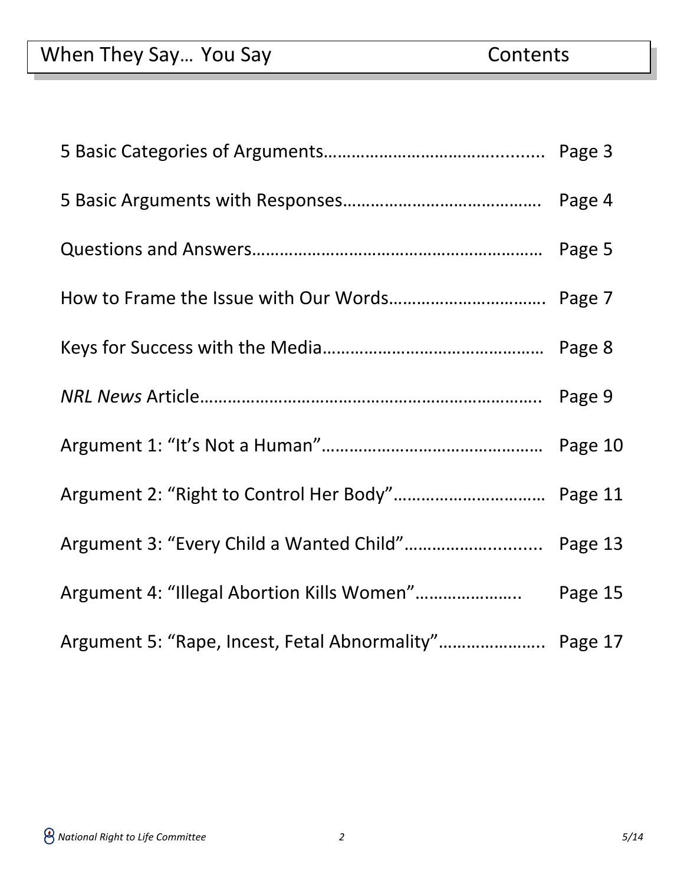# When They Say… You Say — Contents

| | |
|---|---|
| 5 Basic Categories of Arguments | Page 3 |
| 5 Basic Arguments with Responses | Page 4 |
| Questions and Answers | Page 5 |
| How to Frame the Issue with Our Words | Page 7 |
| Keys for Success with the Media | Page 8 |
| *NRL News* Article | Page 9 |
| Argument 1: "It's Not a Human" | Page 10 |
| Argument 2: "Right to Control Her Body" | Page 11 |
| Argument 3: "Every Child a Wanted Child" | Page 13 |
| Argument 4: "Illegal Abortion Kills Women" | Page 15 |
| Argument 5: "Rape, Incest, Fetal Abnormality" | Page 17 |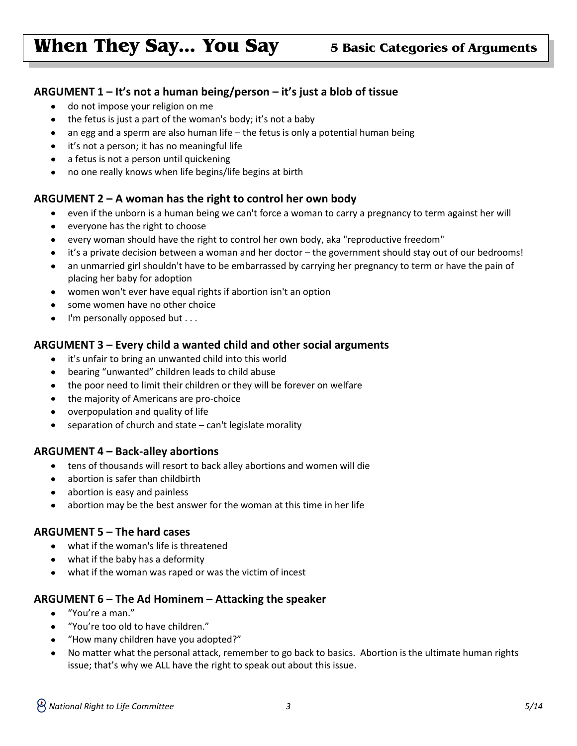# When They Say... You Say

## 5 Basic Categories of Arguments

### ARGUMENT 1 – It's not a human being/person – it's just a blob of tissue

- do not impose your religion on me
- the fetus is just a part of the woman's body; it's not a baby
- an egg and a sperm are also human life – the fetus is only a potential human being
- it's not a person; it has no meaningful life
- a fetus is not a person until quickening
- no one really knows when life begins/life begins at birth

### ARGUMENT 2 – A woman has the right to control her own body

- even if the unborn is a human being we can't force a woman to carry a pregnancy to term against her will
- everyone has the right to choose
- every woman should have the right to control her own body, aka "reproductive freedom"
- it's a private decision between a woman and her doctor – the government should stay out of our bedrooms!
- an unmarried girl shouldn't have to be embarrassed by carrying her pregnancy to term or have the pain of placing her baby for adoption
- women won't ever have equal rights if abortion isn't an option
- some women have no other choice
- I'm personally opposed but . . .

### ARGUMENT 3 – Every child a wanted child and other social arguments

- it's unfair to bring an unwanted child into this world
- bearing "unwanted" children leads to child abuse
- the poor need to limit their children or they will be forever on welfare
- the majority of Americans are pro-choice
- overpopulation and quality of life
- separation of church and state – can't legislate morality

### ARGUMENT 4 – Back-alley abortions

- tens of thousands will resort to back alley abortions and women will die
- abortion is safer than childbirth
- abortion is easy and painless
- abortion may be the best answer for the woman at this time in her life

### ARGUMENT 5 – The hard cases

- what if the woman's life is threatened
- what if the baby has a deformity
- what if the woman was raped or was the victim of incest

### ARGUMENT 6 – The Ad Hominem – Attacking the speaker

- "You're a man."
- "You're too old to have children."
- "How many children have you adopted?"
- No matter what the personal attack, remember to go back to basics. Abortion is the ultimate human rights issue; that's why we ALL have the right to speak out about this issue.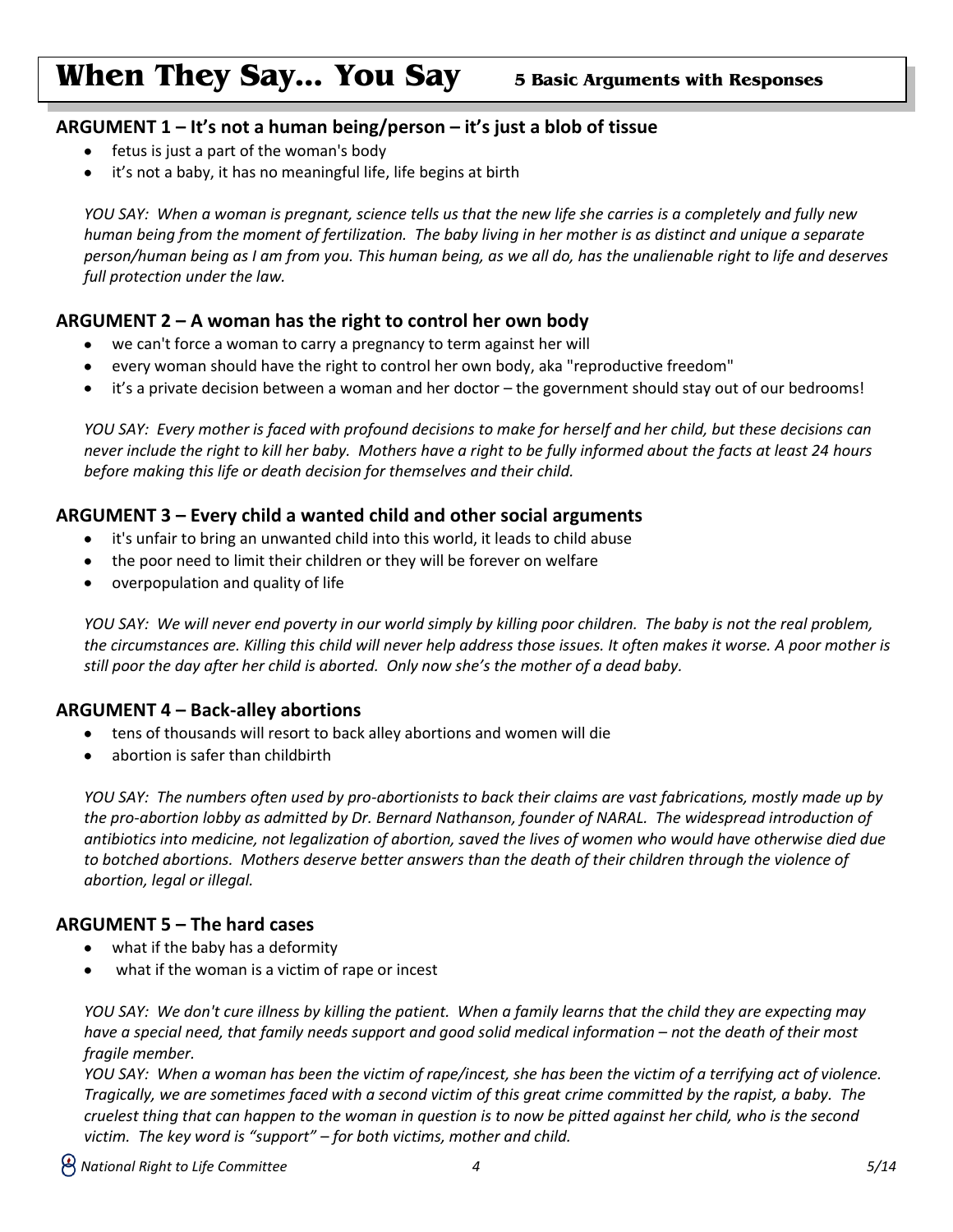# When They Say... You Say

**5 Basic Arguments with Responses**

## ARGUMENT 1 – It's not a human being/person – it's just a blob of tissue

- fetus is just a part of the woman's body
- it's not a baby, it has no meaningful life, life begins at birth

*YOU SAY: When a woman is pregnant, science tells us that the new life she carries is a completely and fully new human being from the moment of fertilization. The baby living in her mother is as distinct and unique a separate person/human being as I am from you. This human being, as we all do, has the unalienable right to life and deserves full protection under the law.*

## ARGUMENT 2 – A woman has the right to control her own body

- we can't force a woman to carry a pregnancy to term against her will
- every woman should have the right to control her own body, aka "reproductive freedom"
- it's a private decision between a woman and her doctor – the government should stay out of our bedrooms!

*YOU SAY: Every mother is faced with profound decisions to make for herself and her child, but these decisions can never include the right to kill her baby. Mothers have a right to be fully informed about the facts at least 24 hours before making this life or death decision for themselves and their child.*

## ARGUMENT 3 – Every child a wanted child and other social arguments

- it's unfair to bring an unwanted child into this world, it leads to child abuse
- the poor need to limit their children or they will be forever on welfare
- overpopulation and quality of life

*YOU SAY: We will never end poverty in our world simply by killing poor children. The baby is not the real problem, the circumstances are. Killing this child will never help address those issues. It often makes it worse. A poor mother is still poor the day after her child is aborted. Only now she's the mother of a dead baby.*

## ARGUMENT 4 – Back-alley abortions

- tens of thousands will resort to back alley abortions and women will die
- abortion is safer than childbirth

*YOU SAY: The numbers often used by pro-abortionists to back their claims are vast fabrications, mostly made up by the pro-abortion lobby as admitted by Dr. Bernard Nathanson, founder of NARAL. The widespread introduction of antibiotics into medicine, not legalization of abortion, saved the lives of women who would have otherwise died due to botched abortions. Mothers deserve better answers than the death of their children through the violence of abortion, legal or illegal.*

## ARGUMENT 5 – The hard cases

- what if the baby has a deformity
- what if the woman is a victim of rape or incest

*YOU SAY: We don't cure illness by killing the patient. When a family learns that the child they are expecting may have a special need, that family needs support and good solid medical information – not the death of their most fragile member.*

*YOU SAY: When a woman has been the victim of rape/incest, she has been the victim of a terrifying act of violence. Tragically, we are sometimes faced with a second victim of this great crime committed by the rapist, a baby. The cruelest thing that can happen to the woman in question is to now be pitted against her child, who is the second victim. The key word is "support" – for both victims, mother and child.*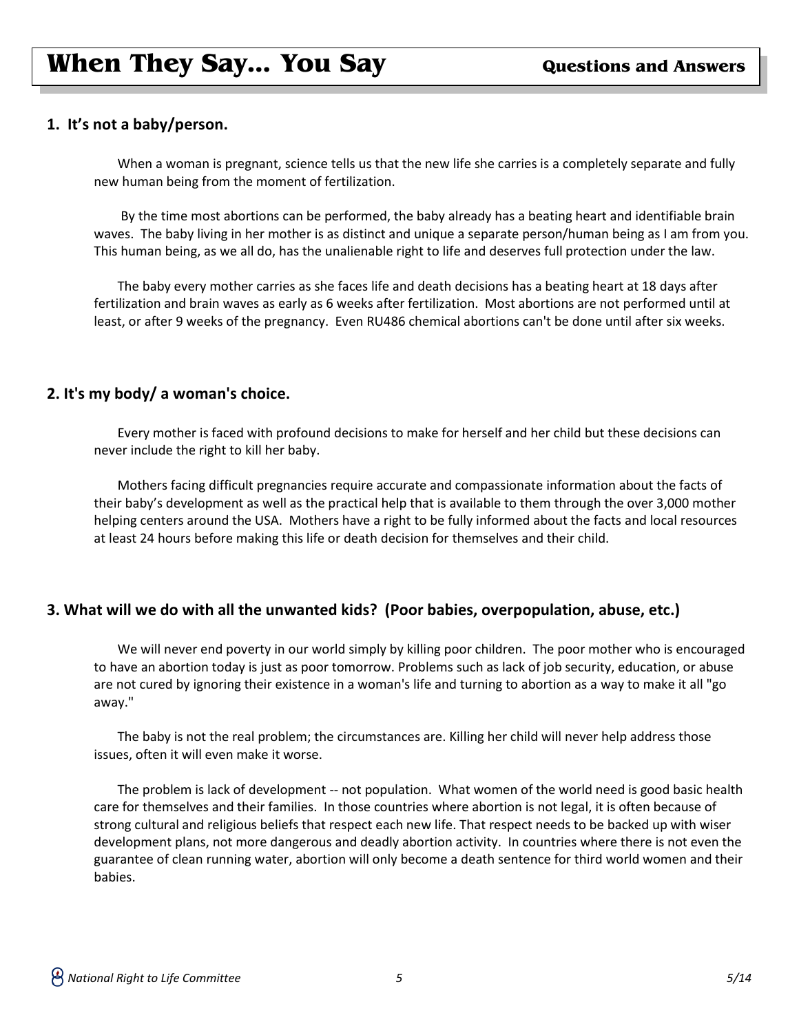# When They Say... You Say

**Questions and Answers**

### 1. It's not a baby/person.

When a woman is pregnant, science tells us that the new life she carries is a completely separate and fully new human being from the moment of fertilization.

By the time most abortions can be performed, the baby already has a beating heart and identifiable brain waves. The baby living in her mother is as distinct and unique a separate person/human being as I am from you. This human being, as we all do, has the unalienable right to life and deserves full protection under the law.

The baby every mother carries as she faces life and death decisions has a beating heart at 18 days after fertilization and brain waves as early as 6 weeks after fertilization. Most abortions are not performed until at least, or after 9 weeks of the pregnancy. Even RU486 chemical abortions can't be done until after six weeks.

### 2. It's my body/ a woman's choice.

Every mother is faced with profound decisions to make for herself and her child but these decisions can never include the right to kill her baby.

Mothers facing difficult pregnancies require accurate and compassionate information about the facts of their baby's development as well as the practical help that is available to them through the over 3,000 mother helping centers around the USA. Mothers have a right to be fully informed about the facts and local resources at least 24 hours before making this life or death decision for themselves and their child.

### 3. What will we do with all the unwanted kids? (Poor babies, overpopulation, abuse, etc.)

We will never end poverty in our world simply by killing poor children. The poor mother who is encouraged to have an abortion today is just as poor tomorrow. Problems such as lack of job security, education, or abuse are not cured by ignoring their existence in a woman's life and turning to abortion as a way to make it all "go away."

The baby is not the real problem; the circumstances are. Killing her child will never help address those issues, often it will even make it worse.

The problem is lack of development -- not population. What women of the world need is good basic health care for themselves and their families. In those countries where abortion is not legal, it is often because of strong cultural and religious beliefs that respect each new life. That respect needs to be backed up with wiser development plans, not more dangerous and deadly abortion activity. In countries where there is not even the guarantee of clean running water, abortion will only become a death sentence for third world women and their babies.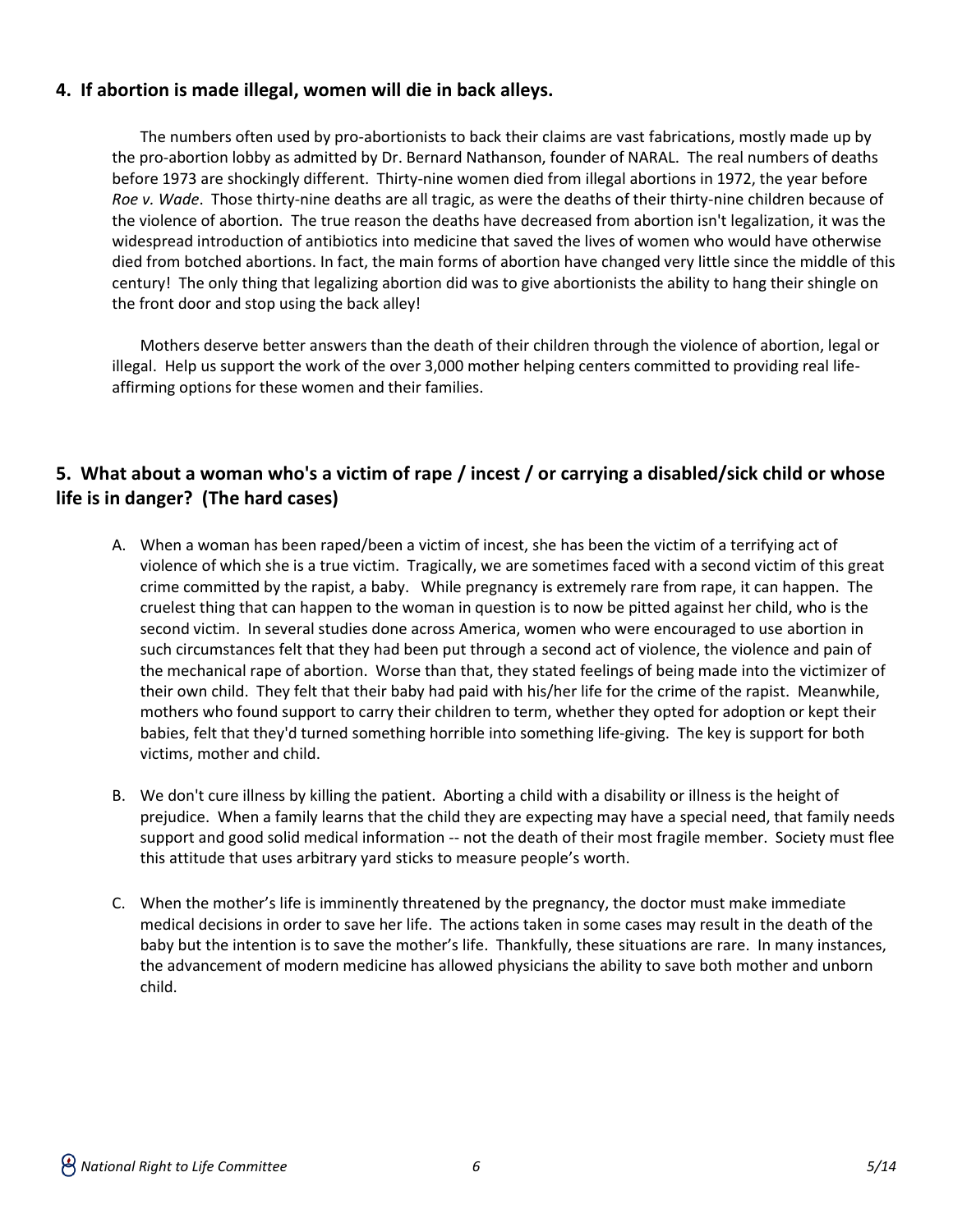## 4. If abortion is made illegal, women will die in back alleys.

The numbers often used by pro-abortionists to back their claims are vast fabrications, mostly made up by the pro-abortion lobby as admitted by Dr. Bernard Nathanson, founder of NARAL. The real numbers of deaths before 1973 are shockingly different. Thirty-nine women died from illegal abortions in 1972, the year before *Roe v. Wade*. Those thirty-nine deaths are all tragic, as were the deaths of their thirty-nine children because of the violence of abortion. The true reason the deaths have decreased from abortion isn't legalization, it was the widespread introduction of antibiotics into medicine that saved the lives of women who would have otherwise died from botched abortions. In fact, the main forms of abortion have changed very little since the middle of this century! The only thing that legalizing abortion did was to give abortionists the ability to hang their shingle on the front door and stop using the back alley!

Mothers deserve better answers than the death of their children through the violence of abortion, legal or illegal. Help us support the work of the over 3,000 mother helping centers committed to providing real life-affirming options for these women and their families.

## 5. What about a woman who's a victim of rape / incest / or carrying a disabled/sick child or whose life is in danger? (The hard cases)

A. When a woman has been raped/been a victim of incest, she has been the victim of a terrifying act of violence of which she is a true victim. Tragically, we are sometimes faced with a second victim of this great crime committed by the rapist, a baby. While pregnancy is extremely rare from rape, it can happen. The cruelest thing that can happen to the woman in question is to now be pitted against her child, who is the second victim. In several studies done across America, women who were encouraged to use abortion in such circumstances felt that they had been put through a second act of violence, the violence and pain of the mechanical rape of abortion. Worse than that, they stated feelings of being made into the victimizer of their own child. They felt that their baby had paid with his/her life for the crime of the rapist. Meanwhile, mothers who found support to carry their children to term, whether they opted for adoption or kept their babies, felt that they'd turned something horrible into something life-giving. The key is support for both victims, mother and child.

B. We don't cure illness by killing the patient. Aborting a child with a disability or illness is the height of prejudice. When a family learns that the child they are expecting may have a special need, that family needs support and good solid medical information -- not the death of their most fragile member. Society must flee this attitude that uses arbitrary yard sticks to measure people's worth.

C. When the mother's life is imminently threatened by the pregnancy, the doctor must make immediate medical decisions in order to save her life. The actions taken in some cases may result in the death of the baby but the intention is to save the mother's life. Thankfully, these situations are rare. In many instances, the advancement of modern medicine has allowed physicians the ability to save both mother and unborn child.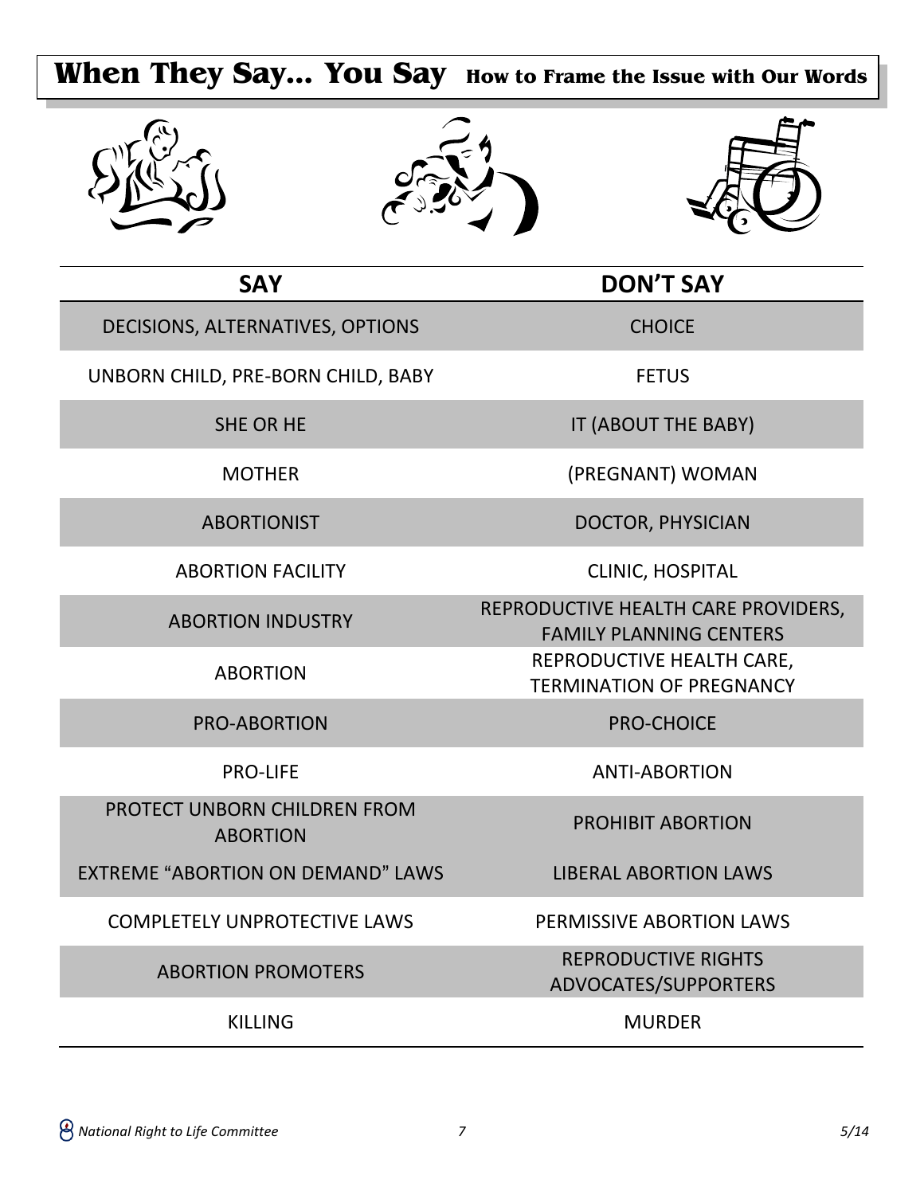# When They Say… You Say

## How to Frame the Issue with Our Words

| SAY | DON'T SAY |
| --- | --- |
| DECISIONS, ALTERNATIVES, OPTIONS | CHOICE |
| UNBORN CHILD, PRE-BORN CHILD, BABY | FETUS |
| SHE OR HE | IT (ABOUT THE BABY) |
| MOTHER | (PREGNANT) WOMAN |
| ABORTIONIST | DOCTOR, PHYSICIAN |
| ABORTION FACILITY | CLINIC, HOSPITAL |
| ABORTION INDUSTRY | REPRODUCTIVE HEALTH CARE PROVIDERS, FAMILY PLANNING CENTERS |
| ABORTION | REPRODUCTIVE HEALTH CARE, TERMINATION OF PREGNANCY |
| PRO-ABORTION | PRO-CHOICE |
| PRO-LIFE | ANTI-ABORTION |
| PROTECT UNBORN CHILDREN FROM ABORTION | PROHIBIT ABORTION |
| EXTREME "ABORTION ON DEMAND" LAWS | LIBERAL ABORTION LAWS |
| COMPLETELY UNPROTECTIVE LAWS | PERMISSIVE ABORTION LAWS |
| ABORTION PROMOTERS | REPRODUCTIVE RIGHTS ADVOCATES/SUPPORTERS |
| KILLING | MURDER |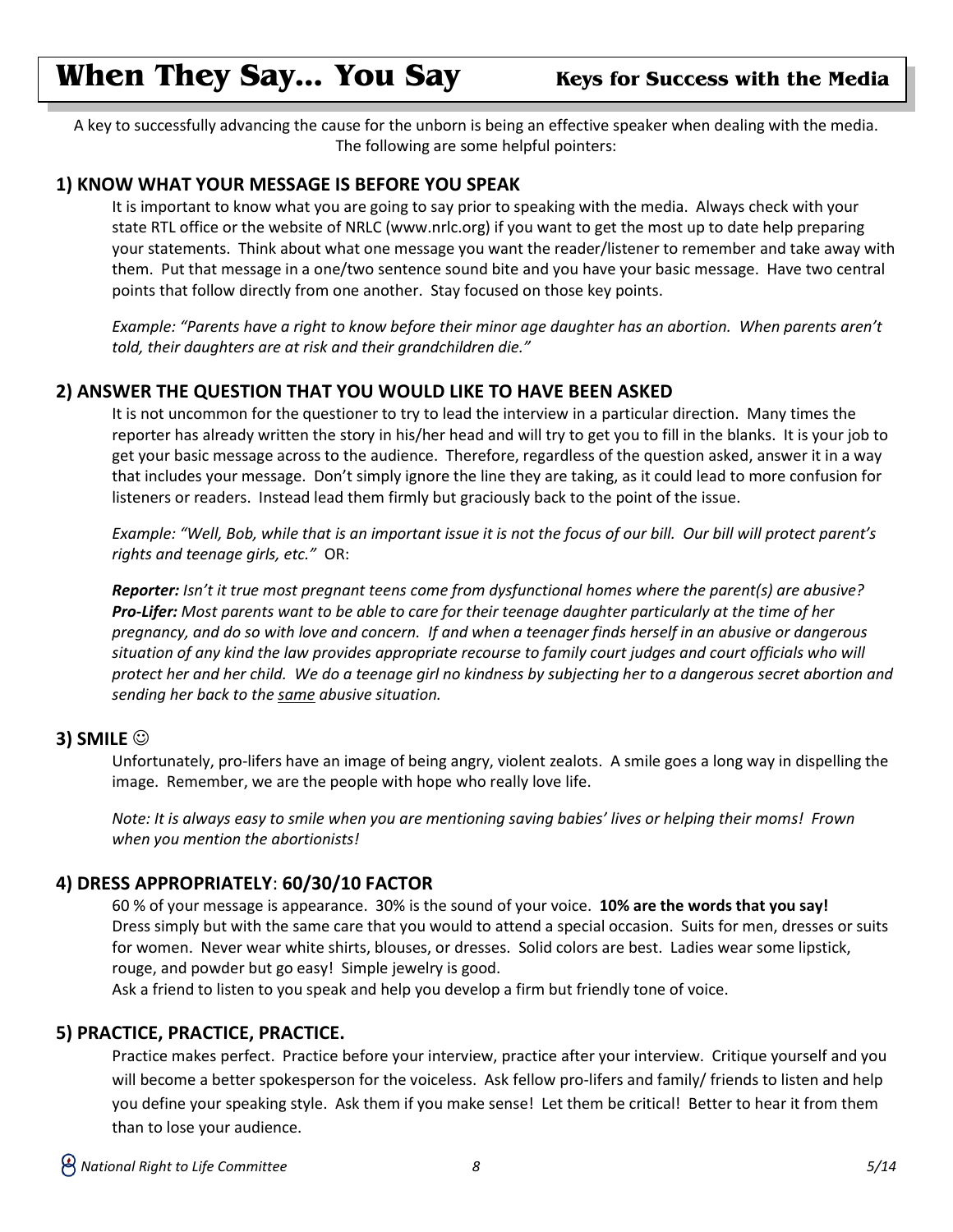# When They Say... You Say

**Keys for Success with the Media**

A key to successfully advancing the cause for the unborn is being an effective speaker when dealing with the media. The following are some helpful pointers:

## 1) KNOW WHAT YOUR MESSAGE IS BEFORE YOU SPEAK

It is important to know what you are going to say prior to speaking with the media. Always check with your state RTL office or the website of NRLC (www.nrlc.org) if you want to get the most up to date help preparing your statements. Think about what one message you want the reader/listener to remember and take away with them. Put that message in a one/two sentence sound bite and you have your basic message. Have two central points that follow directly from one another. Stay focused on those key points.

*Example: "Parents have a right to know before their minor age daughter has an abortion. When parents aren't told, their daughters are at risk and their grandchildren die."*

## 2) ANSWER THE QUESTION THAT YOU WOULD LIKE TO HAVE BEEN ASKED

It is not uncommon for the questioner to try to lead the interview in a particular direction. Many times the reporter has already written the story in his/her head and will try to get you to fill in the blanks. It is your job to get your basic message across to the audience. Therefore, regardless of the question asked, answer it in a way that includes your message. Don't simply ignore the line they are taking, as it could lead to more confusion for listeners or readers. Instead lead them firmly but graciously back to the point of the issue.

*Example: "Well, Bob, while that is an important issue it is not the focus of our bill. Our bill will protect parent's rights and teenage girls, etc."* OR:

***Reporter:*** *Isn't it true most pregnant teens come from dysfunctional homes where the parent(s) are abusive?*
***Pro-Lifer:*** *Most parents want to be able to care for their teenage daughter particularly at the time of her pregnancy, and do so with love and concern. If and when a teenager finds herself in an abusive or dangerous situation of any kind the law provides appropriate recourse to family court judges and court officials who will protect her and her child. We do a teenage girl no kindness by subjecting her to a dangerous secret abortion and sending her back to the same abusive situation.*

## 3) SMILE ☺

Unfortunately, pro-lifers have an image of being angry, violent zealots. A smile goes a long way in dispelling the image. Remember, we are the people with hope who really love life.

*Note: It is always easy to smile when you are mentioning saving babies' lives or helping their moms! Frown when you mention the abortionists!*

## 4) DRESS APPROPRIATELY: 60/30/10 FACTOR

60 % of your message is appearance. 30% is the sound of your voice. **10% are the words that you say!** Dress simply but with the same care that you would to attend a special occasion. Suits for men, dresses or suits for women. Never wear white shirts, blouses, or dresses. Solid colors are best. Ladies wear some lipstick, rouge, and powder but go easy! Simple jewelry is good.

Ask a friend to listen to you speak and help you develop a firm but friendly tone of voice.

## 5) PRACTICE, PRACTICE, PRACTICE.

Practice makes perfect. Practice before your interview, practice after your interview. Critique yourself and you will become a better spokesperson for the voiceless. Ask fellow pro-lifers and family/ friends to listen and help you define your speaking style. Ask them if you make sense! Let them be critical! Better to hear it from them than to lose your audience.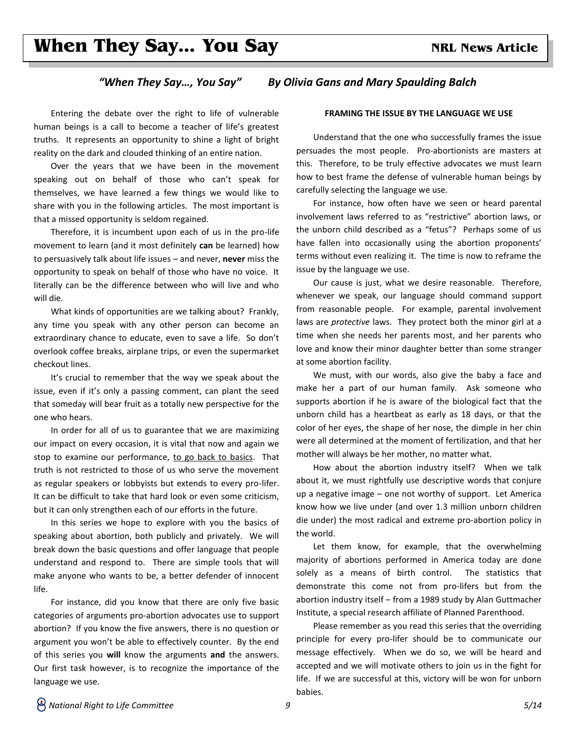# When They Say... You Say

**NRL News Article**

*"When They Say..., You Say"* *By Olivia Gans and Mary Spaulding Balch*

Entering the debate over the right to life of vulnerable human beings is a call to become a teacher of life's greatest truths. It represents an opportunity to shine a light of bright reality on the dark and clouded thinking of an entire nation.

Over the years that we have been in the movement speaking out on behalf of those who can't speak for themselves, we have learned a few things we would like to share with you in the following articles. The most important is that a missed opportunity is seldom regained.

Therefore, it is incumbent upon each of us in the pro-life movement to learn (and it most definitely **can** be learned) how to persuasively talk about life issues – and never, **never** miss the opportunity to speak on behalf of those who have no voice. It literally can be the difference between who will live and who will die.

What kinds of opportunities are we talking about? Frankly, any time you speak with any other person can become an extraordinary chance to educate, even to save a life. So don't overlook coffee breaks, airplane trips, or even the supermarket checkout lines.

It's crucial to remember that the way we speak about the issue, even if it's only a passing comment, can plant the seed that someday will bear fruit as a totally new perspective for the one who hears.

In order for all of us to guarantee that we are maximizing our impact on every occasion, it is vital that now and again we stop to examine our performance, <u>to go back to basics</u>. That truth is not restricted to those of us who serve the movement as regular speakers or lobbyists but extends to every pro-lifer. It can be difficult to take that hard look or even some criticism, but it can only strengthen each of our efforts in the future.

In this series we hope to explore with you the basics of speaking about abortion, both publicly and privately. We will break down the basic questions and offer language that people understand and respond to. There are simple tools that will make anyone who wants to be, a better defender of innocent life.

For instance, did you know that there are only five basic categories of arguments pro-abortion advocates use to support abortion? If you know the five answers, there is no question or argument you won't be able to effectively counter. By the end of this series you **will** know the arguments **and** the answers. Our first task however, is to recognize the importance of the language we use.

**FRAMING THE ISSUE BY THE LANGUAGE WE USE**

Understand that the one who successfully frames the issue persuades the most people. Pro-abortionists are masters at this. Therefore, to be truly effective advocates we must learn how to best frame the defense of vulnerable human beings by carefully selecting the language we use.

For instance, how often have we seen or heard parental involvement laws referred to as "restrictive" abortion laws, or the unborn child described as a "fetus"? Perhaps some of us have fallen into occasionally using the abortion proponents' terms without even realizing it. The time is now to reframe the issue by the language we use.

Our cause is just, what we desire reasonable. Therefore, whenever we speak, our language should command support from reasonable people. For example, parental involvement laws are *protective* laws. They protect both the minor girl at a time when she needs her parents most, and her parents who love and know their minor daughter better than some stranger at some abortion facility.

We must, with our words, also give the baby a face and make her a part of our human family. Ask someone who supports abortion if he is aware of the biological fact that the unborn child has a heartbeat as early as 18 days, or that the color of her eyes, the shape of her nose, the dimple in her chin were all determined at the moment of fertilization, and that her mother will always be her mother, no matter what.

How about the abortion industry itself? When we talk about it, we must rightfully use descriptive words that conjure up a negative image – one not worthy of support. Let America know how we live under (and over 1.3 million unborn children die under) the most radical and extreme pro-abortion policy in the world.

Let them know, for example, that the overwhelming majority of abortions performed in America today are done solely as a means of birth control. The statistics that demonstrate this come not from pro-lifers but from the abortion industry itself – from a 1989 study by Alan Guttmacher Institute, a special research affiliate of Planned Parenthood.

Please remember as you read this series that the overriding principle for every pro-lifer should be to communicate our message effectively. When we do so, we will be heard and accepted and we will motivate others to join us in the fight for life. If we are successful at this, victory will be won for unborn babies.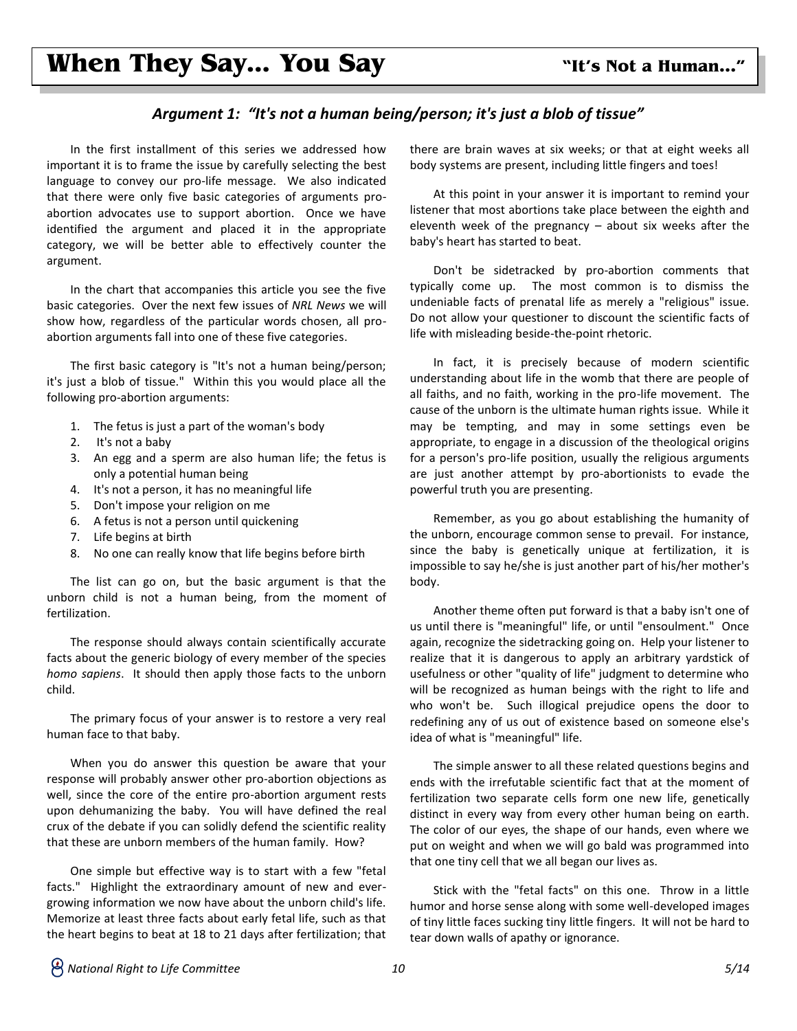# When They Say... You Say

**"It's Not a Human..."**

### *Argument 1: "It's not a human being/person; it's just a blob of tissue"*

In the first installment of this series we addressed how important it is to frame the issue by carefully selecting the best language to convey our pro-life message. We also indicated that there were only five basic categories of arguments pro-abortion advocates use to support abortion. Once we have identified the argument and placed it in the appropriate category, we will be better able to effectively counter the argument.

In the chart that accompanies this article you see the five basic categories. Over the next few issues of *NRL News* we will show how, regardless of the particular words chosen, all pro-abortion arguments fall into one of these five categories.

The first basic category is "It's not a human being/person; it's just a blob of tissue." Within this you would place all the following pro-abortion arguments:

1. The fetus is just a part of the woman's body
2. It's not a baby
3. An egg and a sperm are also human life; the fetus is only a potential human being
4. It's not a person, it has no meaningful life
5. Don't impose your religion on me
6. A fetus is not a person until quickening
7. Life begins at birth
8. No one can really know that life begins before birth

The list can go on, but the basic argument is that the unborn child is not a human being, from the moment of fertilization.

The response should always contain scientifically accurate facts about the generic biology of every member of the species *homo sapiens*. It should then apply those facts to the unborn child.

The primary focus of your answer is to restore a very real human face to that baby.

When you do answer this question be aware that your response will probably answer other pro-abortion objections as well, since the core of the entire pro-abortion argument rests upon dehumanizing the baby. You will have defined the real crux of the debate if you can solidly defend the scientific reality that these are unborn members of the human family. How?

One simple but effective way is to start with a few "fetal facts." Highlight the extraordinary amount of new and ever-growing information we now have about the unborn child's life. Memorize at least three facts about early fetal life, such as that the heart begins to beat at 18 to 21 days after fertilization; that there are brain waves at six weeks; or that at eight weeks all body systems are present, including little fingers and toes!

At this point in your answer it is important to remind your listener that most abortions take place between the eighth and eleventh week of the pregnancy – about six weeks after the baby's heart has started to beat.

Don't be sidetracked by pro-abortion comments that typically come up. The most common is to dismiss the undeniable facts of prenatal life as merely a "religious" issue. Do not allow your questioner to discount the scientific facts of life with misleading beside-the-point rhetoric.

In fact, it is precisely because of modern scientific understanding about life in the womb that there are people of all faiths, and no faith, working in the pro-life movement. The cause of the unborn is the ultimate human rights issue. While it may be tempting, and may in some settings even be appropriate, to engage in a discussion of the theological origins for a person's pro-life position, usually the religious arguments are just another attempt by pro-abortionists to evade the powerful truth you are presenting.

Remember, as you go about establishing the humanity of the unborn, encourage common sense to prevail. For instance, since the baby is genetically unique at fertilization, it is impossible to say he/she is just another part of his/her mother's body.

Another theme often put forward is that a baby isn't one of us until there is "meaningful" life, or until "ensoulment." Once again, recognize the sidetracking going on. Help your listener to realize that it is dangerous to apply an arbitrary yardstick of usefulness or other "quality of life" judgment to determine who will be recognized as human beings with the right to life and who won't be. Such illogical prejudice opens the door to redefining any of us out of existence based on someone else's idea of what is "meaningful" life.

The simple answer to all these related questions begins and ends with the irrefutable scientific fact that at the moment of fertilization two separate cells form one new life, genetically distinct in every way from every other human being on earth. The color of our eyes, the shape of our hands, even where we put on weight and when we will go bald was programmed into that one tiny cell that we all began our lives as.

Stick with the "fetal facts" on this one. Throw in a little humor and horse sense along with some well-developed images of tiny little faces sucking tiny little fingers. It will not be hard to tear down walls of apathy or ignorance.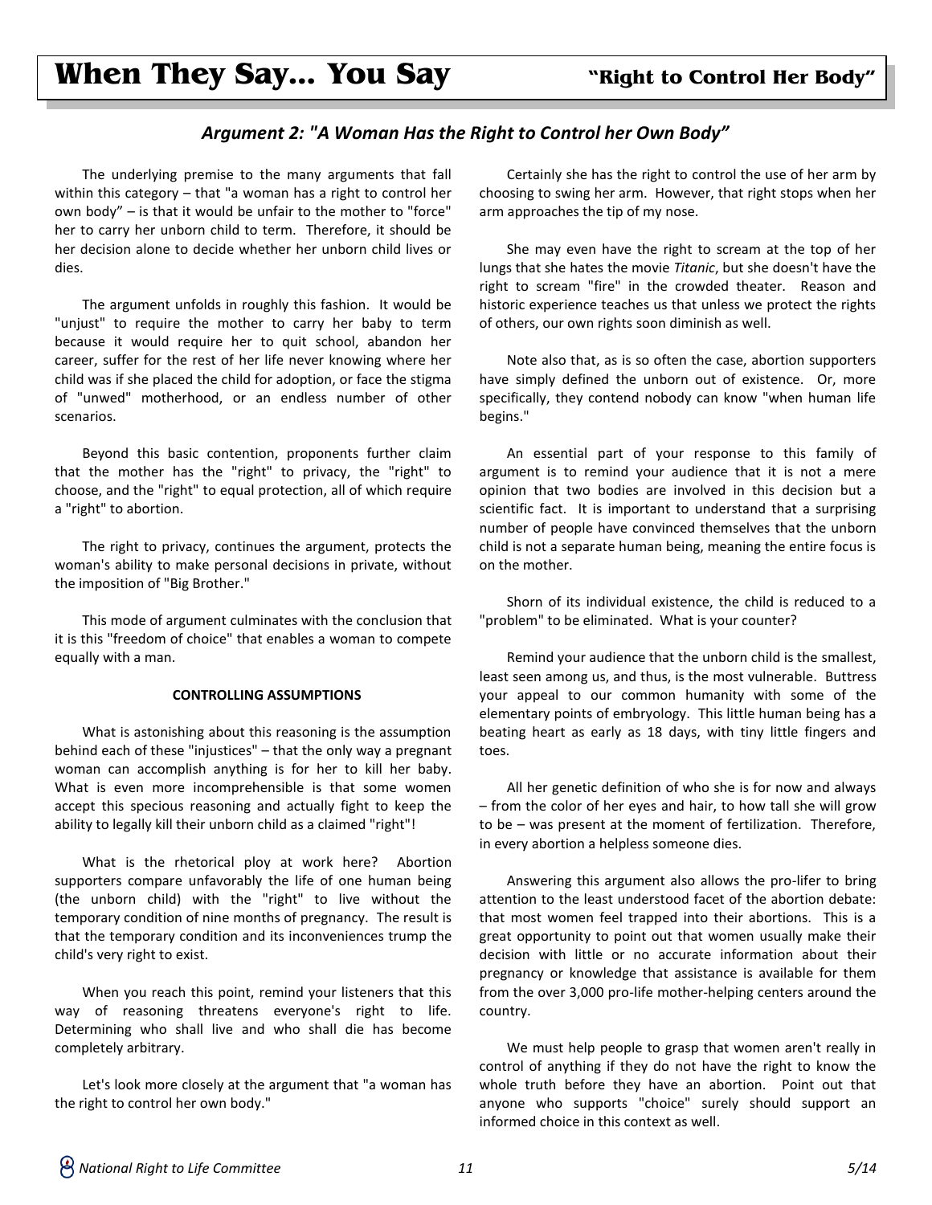## Argument 2: "A Woman Has the Right to Control her Own Body"

The underlying premise to the many arguments that fall within this category – that "a woman has a right to control her own body" – is that it would be unfair to the mother to "force" her to carry her unborn child to term. Therefore, it should be her decision alone to decide whether her unborn child lives or dies.

The argument unfolds in roughly this fashion. It would be "unjust" to require the mother to carry her baby to term because it would require her to quit school, abandon her career, suffer for the rest of her life never knowing where her child was if she placed the child for adoption, or face the stigma of "unwed" motherhood, or an endless number of other scenarios.

Beyond this basic contention, proponents further claim that the mother has the "right" to privacy, the "right" to choose, and the "right" to equal protection, all of which require a "right" to abortion.

The right to privacy, continues the argument, protects the woman's ability to make personal decisions in private, without the imposition of "Big Brother."

This mode of argument culminates with the conclusion that it is this "freedom of choice" that enables a woman to compete equally with a man.

**CONTROLLING ASSUMPTIONS**

What is astonishing about this reasoning is the assumption behind each of these "injustices" – that the only way a pregnant woman can accomplish anything is for her to kill her baby. What is even more incomprehensible is that some women accept this specious reasoning and actually fight to keep the ability to legally kill their unborn child as a claimed "right"!

What is the rhetorical ploy at work here? Abortion supporters compare unfavorably the life of one human being (the unborn child) with the "right" to live without the temporary condition of nine months of pregnancy. The result is that the temporary condition and its inconveniences trump the child's very right to exist.

When you reach this point, remind your listeners that this way of reasoning threatens everyone's right to life. Determining who shall live and who shall die has become completely arbitrary.

Let's look more closely at the argument that "a woman has the right to control her own body."

Certainly she has the right to control the use of her arm by choosing to swing her arm. However, that right stops when her arm approaches the tip of my nose.

She may even have the right to scream at the top of her lungs that she hates the movie *Titanic*, but she doesn't have the right to scream "fire" in the crowded theater. Reason and historic experience teaches us that unless we protect the rights of others, our own rights soon diminish as well.

Note also that, as is so often the case, abortion supporters have simply defined the unborn out of existence. Or, more specifically, they contend nobody can know "when human life begins."

An essential part of your response to this family of argument is to remind your audience that it is not a mere opinion that two bodies are involved in this decision but a scientific fact. It is important to understand that a surprising number of people have convinced themselves that the unborn child is not a separate human being, meaning the entire focus is on the mother.

Shorn of its individual existence, the child is reduced to a "problem" to be eliminated. What is your counter?

Remind your audience that the unborn child is the smallest, least seen among us, and thus, is the most vulnerable. Buttress your appeal to our common humanity with some of the elementary points of embryology. This little human being has a beating heart as early as 18 days, with tiny little fingers and toes.

All her genetic definition of who she is for now and always – from the color of her eyes and hair, to how tall she will grow to be – was present at the moment of fertilization. Therefore, in every abortion a helpless someone dies.

Answering this argument also allows the pro-lifer to bring attention to the least understood facet of the abortion debate: that most women feel trapped into their abortions. This is a great opportunity to point out that women usually make their decision with little or no accurate information about their pregnancy or knowledge that assistance is available for them from the over 3,000 pro-life mother-helping centers around the country.

We must help people to grasp that women aren't really in control of anything if they do not have the right to know the whole truth before they have an abortion. Point out that anyone who supports "choice" surely should support an informed choice in this context as well.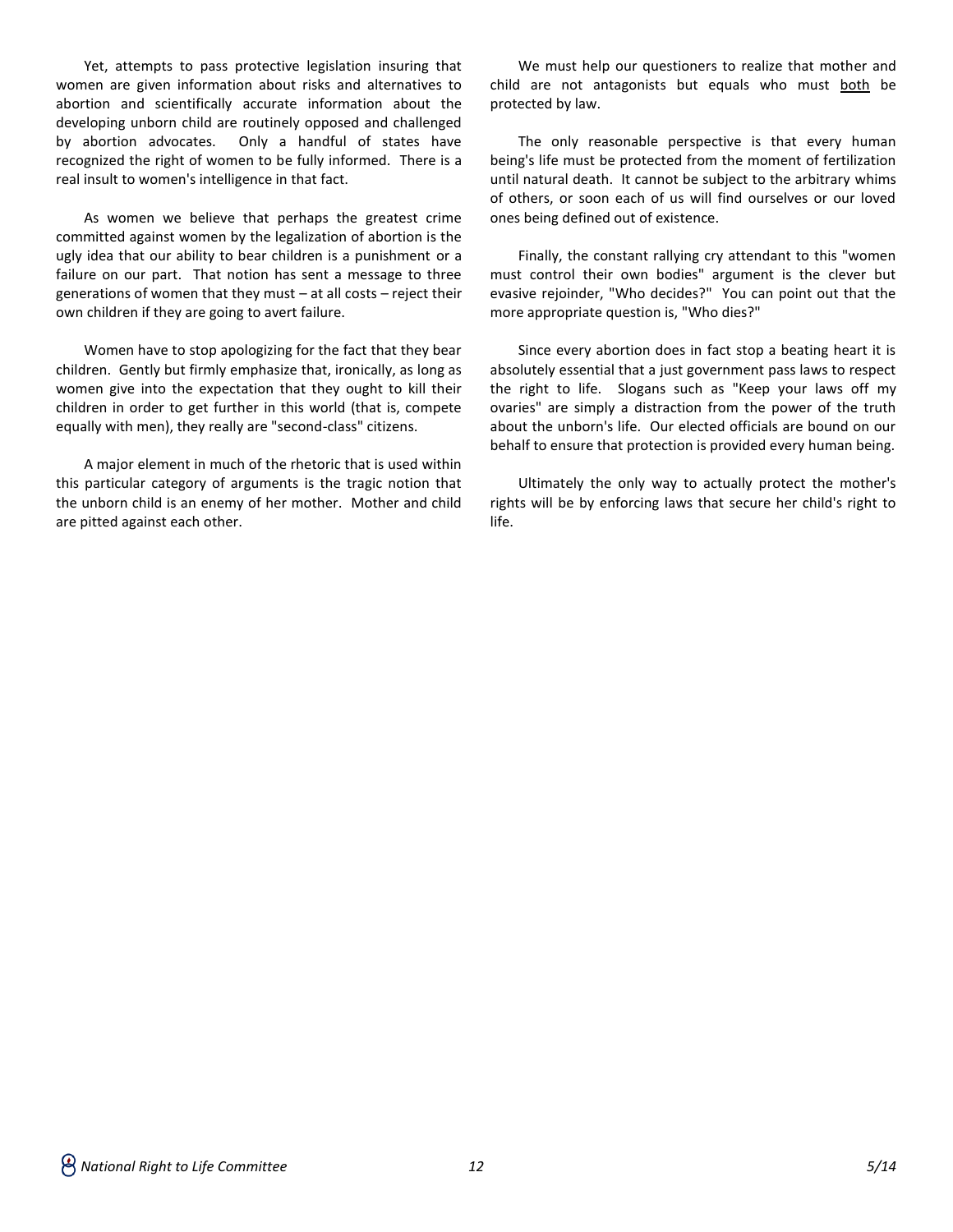Yet, attempts to pass protective legislation insuring that women are given information about risks and alternatives to abortion and scientifically accurate information about the developing unborn child are routinely opposed and challenged by abortion advocates. Only a handful of states have recognized the right of women to be fully informed. There is a real insult to women's intelligence in that fact.

As women we believe that perhaps the greatest crime committed against women by the legalization of abortion is the ugly idea that our ability to bear children is a punishment or a failure on our part. That notion has sent a message to three generations of women that they must – at all costs – reject their own children if they are going to avert failure.

Women have to stop apologizing for the fact that they bear children. Gently but firmly emphasize that, ironically, as long as women give into the expectation that they ought to kill their children in order to get further in this world (that is, compete equally with men), they really are "second-class" citizens.

A major element in much of the rhetoric that is used within this particular category of arguments is the tragic notion that the unborn child is an enemy of her mother. Mother and child are pitted against each other.

We must help our questioners to realize that mother and child are not antagonists but equals who must <u>both</u> be protected by law.

The only reasonable perspective is that every human being's life must be protected from the moment of fertilization until natural death. It cannot be subject to the arbitrary whims of others, or soon each of us will find ourselves or our loved ones being defined out of existence.

Finally, the constant rallying cry attendant to this "women must control their own bodies" argument is the clever but evasive rejoinder, "Who decides?" You can point out that the more appropriate question is, "Who dies?"

Since every abortion does in fact stop a beating heart it is absolutely essential that a just government pass laws to respect the right to life. Slogans such as "Keep your laws off my ovaries" are simply a distraction from the power of the truth about the unborn's life. Our elected officials are bound on our behalf to ensure that protection is provided every human being.

Ultimately the only way to actually protect the mother's rights will be by enforcing laws that secure her child's right to life.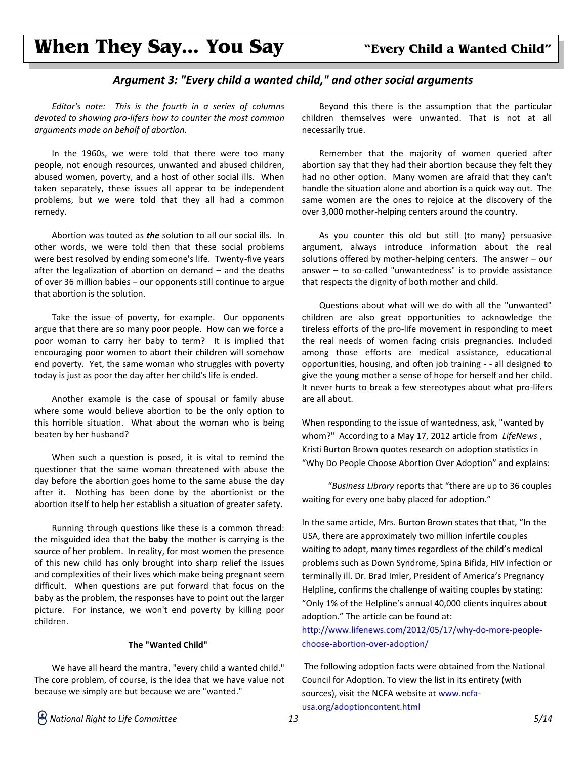# When They Say... You Say

**"Every Child a Wanted Child"**

## *Argument 3: "Every child a wanted child," and other social arguments*

*Editor's note: This is the fourth in a series of columns devoted to showing pro-lifers how to counter the most common arguments made on behalf of abortion.*

In the 1960s, we were told that there were too many people, not enough resources, unwanted and abused children, abused women, poverty, and a host of other social ills. When taken separately, these issues all appear to be independent problems, but we were told that they all had a common remedy.

Abortion was touted as ***the*** solution to all our social ills. In other words, we were told then that these social problems were best resolved by ending someone's life. Twenty-five years after the legalization of abortion on demand – and the deaths of over 36 million babies – our opponents still continue to argue that abortion is the solution.

Take the issue of poverty, for example. Our opponents argue that there are so many poor people. How can we force a poor woman to carry her baby to term? It is implied that encouraging poor women to abort their children will somehow end poverty. Yet, the same woman who struggles with poverty today is just as poor the day after her child's life is ended.

Another example is the case of spousal or family abuse where some would believe abortion to be the only option to this horrible situation. What about the woman who is being beaten by her husband?

When such a question is posed, it is vital to remind the questioner that the same woman threatened with abuse the day before the abortion goes home to the same abuse the day after it. Nothing has been done by the abortionist or the abortion itself to help her establish a situation of greater safety.

Running through questions like these is a common thread: the misguided idea that the **baby** the mother is carrying is the source of her problem. In reality, for most women the presence of this new child has only brought into sharp relief the issues and complexities of their lives which make being pregnant seem difficult. When questions are put forward that focus on the baby as the problem, the responses have to point out the larger picture. For instance, we won't end poverty by killing poor children.

**The "Wanted Child"**

We have all heard the mantra, "every child a wanted child." The core problem, of course, is the idea that we have value not because we simply are but because we are "wanted."

Beyond this there is the assumption that the particular children themselves were unwanted. That is not at all necessarily true.

Remember that the majority of women queried after abortion say that they had their abortion because they felt they had no other option. Many women are afraid that they can't handle the situation alone and abortion is a quick way out. The same women are the ones to rejoice at the discovery of the over 3,000 mother-helping centers around the country.

As you counter this old but still (to many) persuasive argument, always introduce information about the real solutions offered by mother-helping centers. The answer – our answer – to so-called "unwantedness" is to provide assistance that respects the dignity of both mother and child.

Questions about what will we do with all the "unwanted" children are also great opportunities to acknowledge the tireless efforts of the pro-life movement in responding to meet the real needs of women facing crisis pregnancies. Included among those efforts are medical assistance, educational opportunities, housing, and often job training - - all designed to give the young mother a sense of hope for herself and her child. It never hurts to break a few stereotypes about what pro-lifers are all about.

When responding to the issue of wantedness, ask, "wanted by whom?" According to a May 17, 2012 article from *LifeNews* , Kristi Burton Brown quotes research on adoption statistics in "Why Do People Choose Abortion Over Adoption" and explains:

"*Business Library* reports that "there are up to 36 couples waiting for every one baby placed for adoption."

In the same article, Mrs. Burton Brown states that that, "In the USA, there are approximately two million infertile couples waiting to adopt, many times regardless of the child's medical problems such as Down Syndrome, Spina Bifida, HIV infection or terminally ill. Dr. Brad Imler, President of America's Pregnancy Helpline, confirms the challenge of waiting couples by stating: "Only 1% of the Helpline's annual 40,000 clients inquires about adoption." The article can be found at: http://www.lifenews.com/2012/05/17/why-do-more-people-choose-abortion-over-adoption/

The following adoption facts were obtained from the National Council for Adoption. To view the list in its entirety (with sources), visit the NCFA website at www.ncfa-usa.org/adoptioncontent.html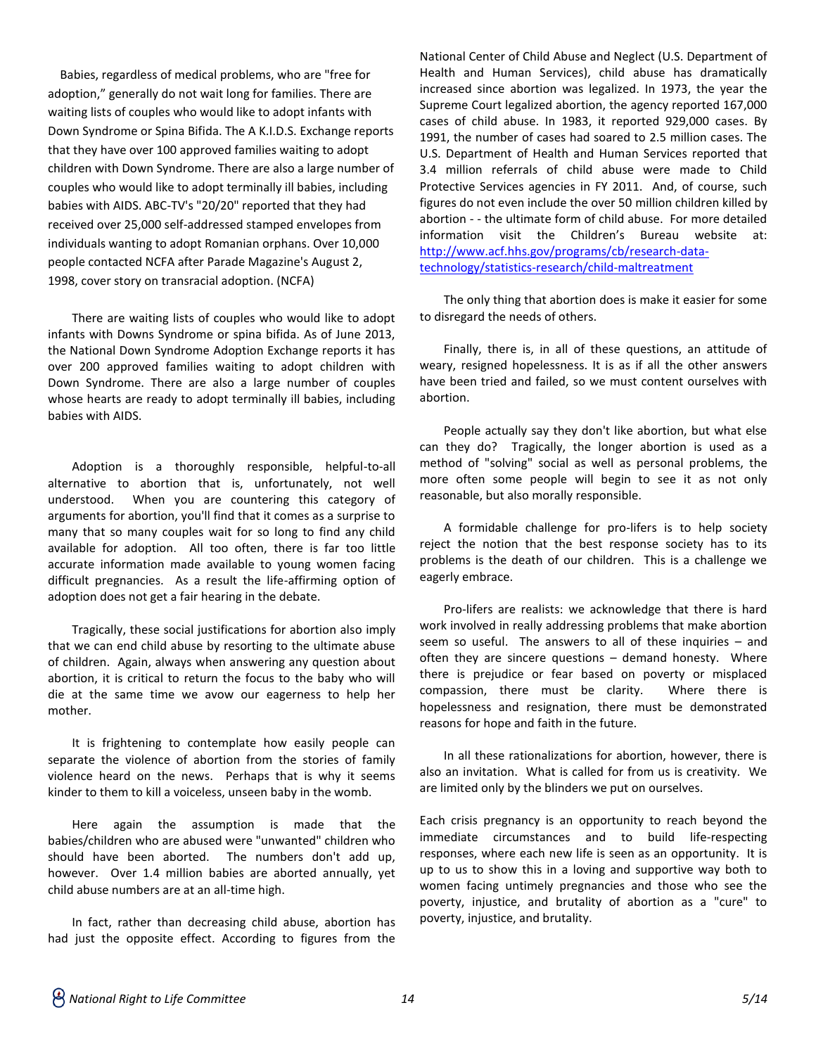Babies, regardless of medical problems, who are "free for adoption," generally do not wait long for families. There are waiting lists of couples who would like to adopt infants with Down Syndrome or Spina Bifida. The A K.I.D.S. Exchange reports that they have over 100 approved families waiting to adopt children with Down Syndrome. There are also a large number of couples who would like to adopt terminally ill babies, including babies with AIDS. ABC-TV's "20/20" reported that they had received over 25,000 self-addressed stamped envelopes from individuals wanting to adopt Romanian orphans. Over 10,000 people contacted NCFA after Parade Magazine's August 2, 1998, cover story on transracial adoption. (NCFA)

There are waiting lists of couples who would like to adopt infants with Downs Syndrome or spina bifida. As of June 2013, the National Down Syndrome Adoption Exchange reports it has over 200 approved families waiting to adopt children with Down Syndrome. There are also a large number of couples whose hearts are ready to adopt terminally ill babies, including babies with AIDS.

Adoption is a thoroughly responsible, helpful-to-all alternative to abortion that is, unfortunately, not well understood. When you are countering this category of arguments for abortion, you'll find that it comes as a surprise to many that so many couples wait for so long to find any child available for adoption. All too often, there is far too little accurate information made available to young women facing difficult pregnancies. As a result the life-affirming option of adoption does not get a fair hearing in the debate.

Tragically, these social justifications for abortion also imply that we can end child abuse by resorting to the ultimate abuse of children. Again, always when answering any question about abortion, it is critical to return the focus to the baby who will die at the same time we avow our eagerness to help her mother.

It is frightening to contemplate how easily people can separate the violence of abortion from the stories of family violence heard on the news. Perhaps that is why it seems kinder to them to kill a voiceless, unseen baby in the womb.

Here again the assumption is made that the babies/children who are abused were "unwanted" children who should have been aborted. The numbers don't add up, however. Over 1.4 million babies are aborted annually, yet child abuse numbers are at an all-time high.

In fact, rather than decreasing child abuse, abortion has had just the opposite effect. According to figures from the National Center of Child Abuse and Neglect (U.S. Department of Health and Human Services), child abuse has dramatically increased since abortion was legalized. In 1973, the year the Supreme Court legalized abortion, the agency reported 167,000 cases of child abuse. In 1983, it reported 929,000 cases. By 1991, the number of cases had soared to 2.5 million cases. The U.S. Department of Health and Human Services reported that 3.4 million referrals of child abuse were made to Child Protective Services agencies in FY 2011. And, of course, such figures do not even include the over 50 million children killed by abortion - - the ultimate form of child abuse. For more detailed information visit the Children's Bureau website at: http://www.acf.hhs.gov/programs/cb/research-data-technology/statistics-research/child-maltreatment

The only thing that abortion does is make it easier for some to disregard the needs of others.

Finally, there is, in all of these questions, an attitude of weary, resigned hopelessness. It is as if all the other answers have been tried and failed, so we must content ourselves with abortion.

People actually say they don't like abortion, but what else can they do? Tragically, the longer abortion is used as a method of "solving" social as well as personal problems, the more often some people will begin to see it as not only reasonable, but also morally responsible.

A formidable challenge for pro-lifers is to help society reject the notion that the best response society has to its problems is the death of our children. This is a challenge we eagerly embrace.

Pro-lifers are realists: we acknowledge that there is hard work involved in really addressing problems that make abortion seem so useful. The answers to all of these inquiries – and often they are sincere questions – demand honesty. Where there is prejudice or fear based on poverty or misplaced compassion, there must be clarity. Where there is hopelessness and resignation, there must be demonstrated reasons for hope and faith in the future.

In all these rationalizations for abortion, however, there is also an invitation. What is called for from us is creativity. We are limited only by the blinders we put on ourselves.

Each crisis pregnancy is an opportunity to reach beyond the immediate circumstances and to build life-respecting responses, where each new life is seen as an opportunity. It is up to us to show this in a loving and supportive way both to women facing untimely pregnancies and those who see the poverty, injustice, and brutality of abortion as a "cure" to poverty, injustice, and brutality.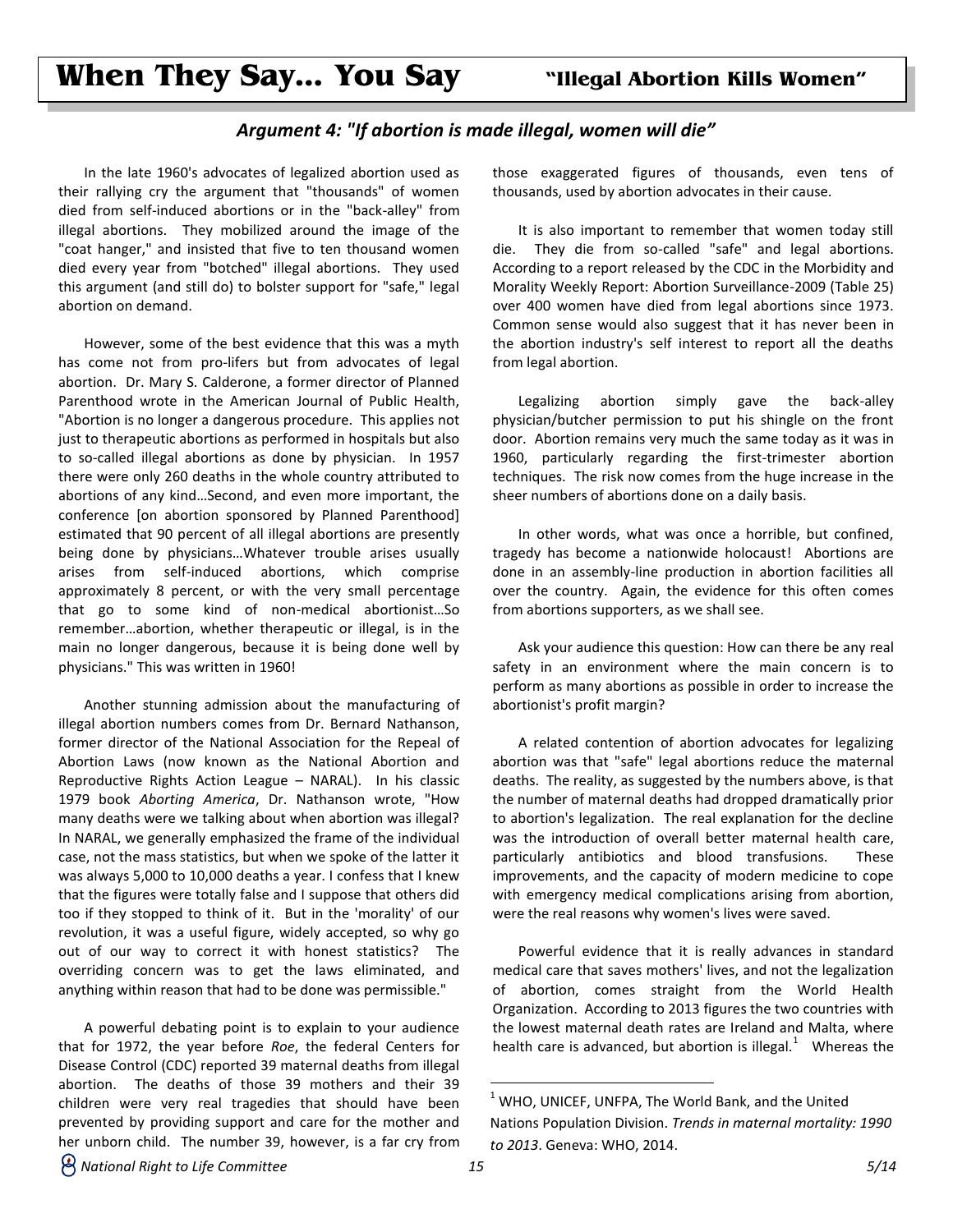# When They Say... You Say "Illegal Abortion Kills Women"

### *Argument 4: "If abortion is made illegal, women will die"*

In the late 1960's advocates of legalized abortion used as their rallying cry the argument that "thousands" of women died from self-induced abortions or in the "back-alley" from illegal abortions. They mobilized around the image of the "coat hanger," and insisted that five to ten thousand women died every year from "botched" illegal abortions. They used this argument (and still do) to bolster support for "safe," legal abortion on demand.

However, some of the best evidence that this was a myth has come not from pro-lifers but from advocates of legal abortion. Dr. Mary S. Calderone, a former director of Planned Parenthood wrote in the American Journal of Public Health, "Abortion is no longer a dangerous procedure. This applies not just to therapeutic abortions as performed in hospitals but also to so-called illegal abortions as done by physician. In 1957 there were only 260 deaths in the whole country attributed to abortions of any kind…Second, and even more important, the conference [on abortion sponsored by Planned Parenthood] estimated that 90 percent of all illegal abortions are presently being done by physicians…Whatever trouble arises usually arises from self-induced abortions, which comprise approximately 8 percent, or with the very small percentage that go to some kind of non-medical abortionist…So remember…abortion, whether therapeutic or illegal, is in the main no longer dangerous, because it is being done well by physicians." This was written in 1960!

Another stunning admission about the manufacturing of illegal abortion numbers comes from Dr. Bernard Nathanson, former director of the National Association for the Repeal of Abortion Laws (now known as the National Abortion and Reproductive Rights Action League – NARAL). In his classic 1979 book *Aborting America*, Dr. Nathanson wrote, "How many deaths were we talking about when abortion was illegal? In NARAL, we generally emphasized the frame of the individual case, not the mass statistics, but when we spoke of the latter it was always 5,000 to 10,000 deaths a year. I confess that I knew that the figures were totally false and I suppose that others did too if they stopped to think of it. But in the 'morality' of our revolution, it was a useful figure, widely accepted, so why go out of our way to correct it with honest statistics? The overriding concern was to get the laws eliminated, and anything within reason that had to be done was permissible."

A powerful debating point is to explain to your audience that for 1972, the year before *Roe*, the federal Centers for Disease Control (CDC) reported 39 maternal deaths from illegal abortion. The deaths of those 39 mothers and their 39 children were very real tragedies that should have been prevented by providing support and care for the mother and her unborn child. The number 39, however, is a far cry from those exaggerated figures of thousands, even tens of thousands, used by abortion advocates in their cause.

It is also important to remember that women today still die. They die from so-called "safe" and legal abortions. According to a report released by the CDC in the Morbidity and Morality Weekly Report: Abortion Surveillance-2009 (Table 25) over 400 women have died from legal abortions since 1973. Common sense would also suggest that it has never been in the abortion industry's self interest to report all the deaths from legal abortion.

Legalizing abortion simply gave the back-alley physician/butcher permission to put his shingle on the front door. Abortion remains very much the same today as it was in 1960, particularly regarding the first-trimester abortion techniques. The risk now comes from the huge increase in the sheer numbers of abortions done on a daily basis.

In other words, what was once a horrible, but confined, tragedy has become a nationwide holocaust! Abortions are done in an assembly-line production in abortion facilities all over the country. Again, the evidence for this often comes from abortions supporters, as we shall see.

Ask your audience this question: How can there be any real safety in an environment where the main concern is to perform as many abortions as possible in order to increase the abortionist's profit margin?

A related contention of abortion advocates for legalizing abortion was that "safe" legal abortions reduce the maternal deaths. The reality, as suggested by the numbers above, is that the number of maternal deaths had dropped dramatically prior to abortion's legalization. The real explanation for the decline was the introduction of overall better maternal health care, particularly antibiotics and blood transfusions. These improvements, and the capacity of modern medicine to cope with emergency medical complications arising from abortion, were the real reasons why women's lives were saved.

Powerful evidence that it is really advances in standard medical care that saves mothers' lives, and not the legalization of abortion, comes straight from the World Health Organization. According to 2013 figures the two countries with the lowest maternal death rates are Ireland and Malta, where health care is advanced, but abortion is illegal.[1] Whereas the

---

[1] WHO, UNICEF, UNFPA, The World Bank, and the United Nations Population Division. *Trends in maternal mortality: 1990 to 2013*. Geneva: WHO, 2014.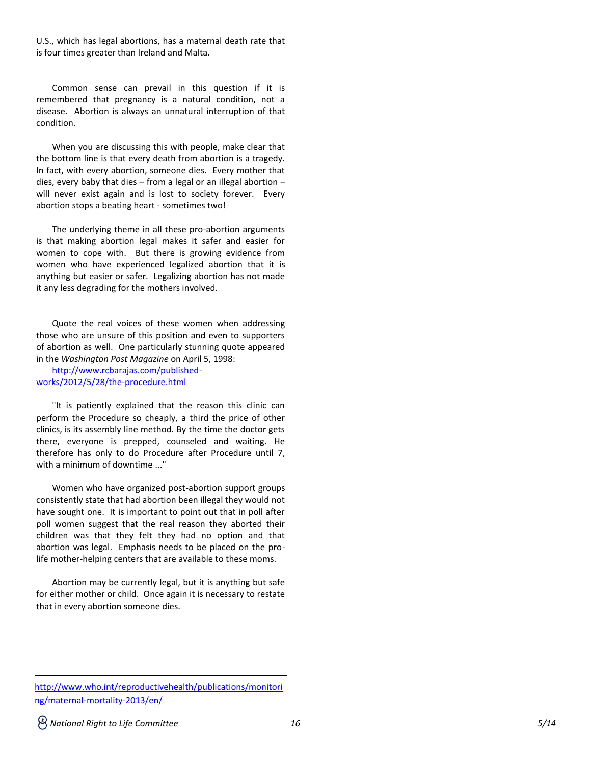U.S., which has legal abortions, has a maternal death rate that is four times greater than Ireland and Malta.

Common sense can prevail in this question if it is remembered that pregnancy is a natural condition, not a disease. Abortion is always an unnatural interruption of that condition.

When you are discussing this with people, make clear that the bottom line is that every death from abortion is a tragedy. In fact, with every abortion, someone dies. Every mother that dies, every baby that dies – from a legal or an illegal abortion – will never exist again and is lost to society forever. Every abortion stops a beating heart - sometimes two!

The underlying theme in all these pro-abortion arguments is that making abortion legal makes it safer and easier for women to cope with. But there is growing evidence from women who have experienced legalized abortion that it is anything but easier or safer. Legalizing abortion has not made it any less degrading for the mothers involved.

Quote the real voices of these women when addressing those who are unsure of this position and even to supporters of abortion as well. One particularly stunning quote appeared in the *Washington Post Magazine* on April 5, 1998: http://www.rcbarajas.com/published-works/2012/5/28/the-procedure.html

"It is patiently explained that the reason this clinic can perform the Procedure so cheaply, a third the price of other clinics, is its assembly line method. By the time the doctor gets there, everyone is prepped, counseled and waiting. He therefore has only to do Procedure after Procedure until 7, with a minimum of downtime ..."

Women who have organized post-abortion support groups consistently state that had abortion been illegal they would not have sought one. It is important to point out that in poll after poll women suggest that the real reason they aborted their children was that they felt they had no option and that abortion was legal. Emphasis needs to be placed on the pro-life mother-helping centers that are available to these moms.

Abortion may be currently legal, but it is anything but safe for either mother or child. Once again it is necessary to restate that in every abortion someone dies.

---

http://www.who.int/reproductivehealth/publications/monitoring/maternal-mortality-2013/en/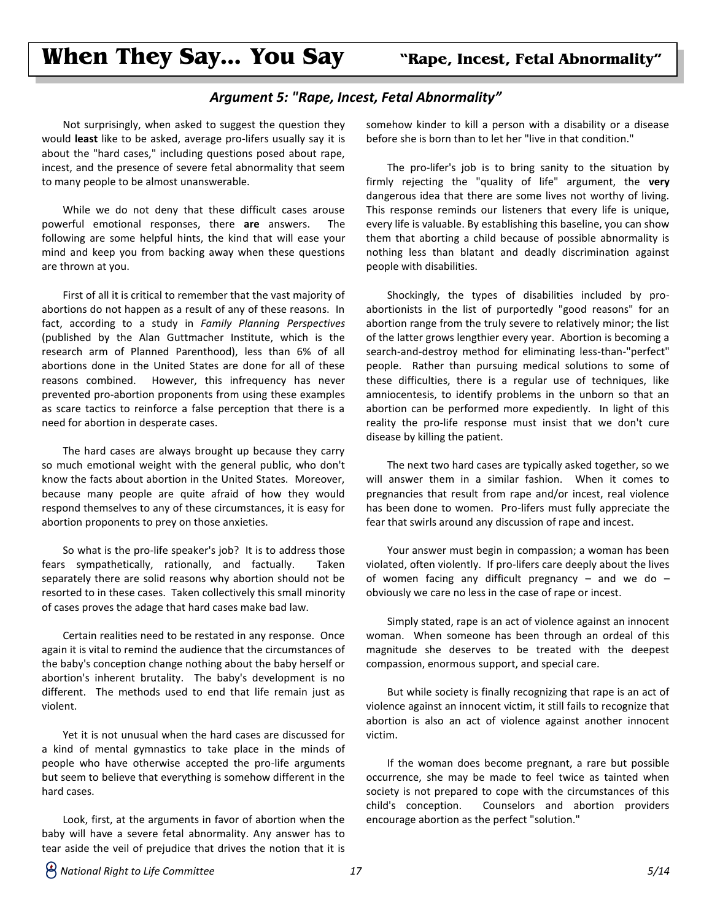## Argument 5: "Rape, Incest, Fetal Abnormality"

Not surprisingly, when asked to suggest the question they would **least** like to be asked, average pro-lifers usually say it is about the "hard cases," including questions posed about rape, incest, and the presence of severe fetal abnormality that seem to many people to be almost unanswerable.

While we do not deny that these difficult cases arouse powerful emotional responses, there **are** answers. The following are some helpful hints, the kind that will ease your mind and keep you from backing away when these questions are thrown at you.

First of all it is critical to remember that the vast majority of abortions do not happen as a result of any of these reasons. In fact, according to a study in *Family Planning Perspectives* (published by the Alan Guttmacher Institute, which is the research arm of Planned Parenthood), less than 6% of all abortions done in the United States are done for all of these reasons combined. However, this infrequency has never prevented pro-abortion proponents from using these examples as scare tactics to reinforce a false perception that there is a need for abortion in desperate cases.

The hard cases are always brought up because they carry so much emotional weight with the general public, who don't know the facts about abortion in the United States. Moreover, because many people are quite afraid of how they would respond themselves to any of these circumstances, it is easy for abortion proponents to prey on those anxieties.

So what is the pro-life speaker's job? It is to address those fears sympathetically, rationally, and factually. Taken separately there are solid reasons why abortion should not be resorted to in these cases. Taken collectively this small minority of cases proves the adage that hard cases make bad law.

Certain realities need to be restated in any response. Once again it is vital to remind the audience that the circumstances of the baby's conception change nothing about the baby herself or abortion's inherent brutality. The baby's development is no different. The methods used to end that life remain just as violent.

Yet it is not unusual when the hard cases are discussed for a kind of mental gymnastics to take place in the minds of people who have otherwise accepted the pro-life arguments but seem to believe that everything is somehow different in the hard cases.

Look, first, at the arguments in favor of abortion when the baby will have a severe fetal abnormality. Any answer has to tear aside the veil of prejudice that drives the notion that it is somehow kinder to kill a person with a disability or a disease before she is born than to let her "live in that condition."

The pro-lifer's job is to bring sanity to the situation by firmly rejecting the "quality of life" argument, the **very** dangerous idea that there are some lives not worthy of living. This response reminds our listeners that every life is unique, every life is valuable. By establishing this baseline, you can show them that aborting a child because of possible abnormality is nothing less than blatant and deadly discrimination against people with disabilities.

Shockingly, the types of disabilities included by pro-abortionists in the list of purportedly "good reasons" for an abortion range from the truly severe to relatively minor; the list of the latter grows lengthier every year. Abortion is becoming a search-and-destroy method for eliminating less-than-"perfect" people. Rather than pursuing medical solutions to some of these difficulties, there is a regular use of techniques, like amniocentesis, to identify problems in the unborn so that an abortion can be performed more expediently. In light of this reality the pro-life response must insist that we don't cure disease by killing the patient.

The next two hard cases are typically asked together, so we will answer them in a similar fashion. When it comes to pregnancies that result from rape and/or incest, real violence has been done to women. Pro-lifers must fully appreciate the fear that swirls around any discussion of rape and incest.

Your answer must begin in compassion; a woman has been violated, often violently. If pro-lifers care deeply about the lives of women facing any difficult pregnancy – and we do – obviously we care no less in the case of rape or incest.

Simply stated, rape is an act of violence against an innocent woman. When someone has been through an ordeal of this magnitude she deserves to be treated with the deepest compassion, enormous support, and special care.

But while society is finally recognizing that rape is an act of violence against an innocent victim, it still fails to recognize that abortion is also an act of violence against another innocent victim.

If the woman does become pregnant, a rare but possible occurrence, she may be made to feel twice as tainted when society is not prepared to cope with the circumstances of this child's conception. Counselors and abortion providers encourage abortion as the perfect "solution."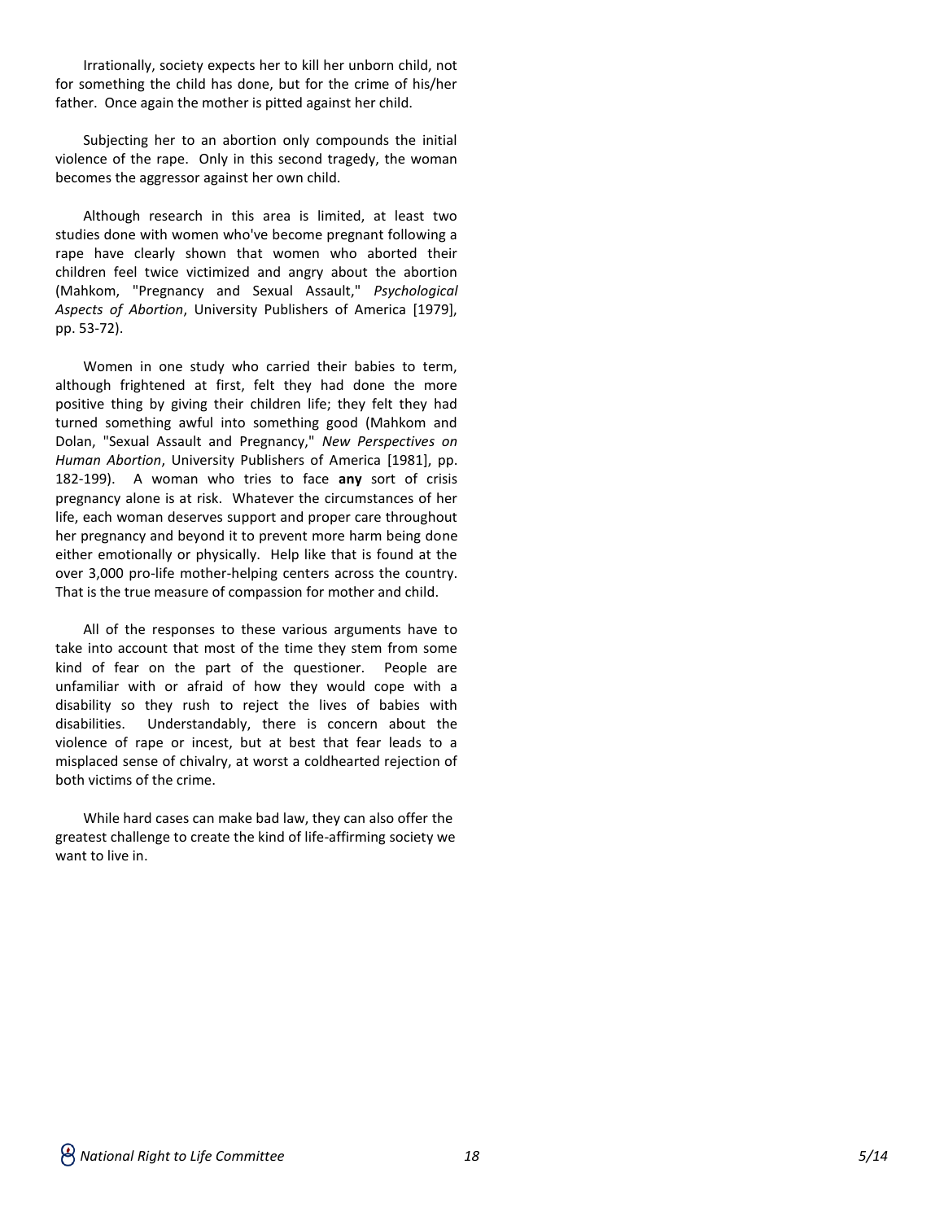Irrationally, society expects her to kill her unborn child, not for something the child has done, but for the crime of his/her father. Once again the mother is pitted against her child.

Subjecting her to an abortion only compounds the initial violence of the rape. Only in this second tragedy, the woman becomes the aggressor against her own child.

Although research in this area is limited, at least two studies done with women who've become pregnant following a rape have clearly shown that women who aborted their children feel twice victimized and angry about the abortion (Mahkom, "Pregnancy and Sexual Assault," *Psychological Aspects of Abortion*, University Publishers of America [1979], pp. 53-72).

Women in one study who carried their babies to term, although frightened at first, felt they had done the more positive thing by giving their children life; they felt they had turned something awful into something good (Mahkom and Dolan, "Sexual Assault and Pregnancy," *New Perspectives on Human Abortion*, University Publishers of America [1981], pp. 182-199). A woman who tries to face **any** sort of crisis pregnancy alone is at risk. Whatever the circumstances of her life, each woman deserves support and proper care throughout her pregnancy and beyond it to prevent more harm being done either emotionally or physically. Help like that is found at the over 3,000 pro-life mother-helping centers across the country. That is the true measure of compassion for mother and child.

All of the responses to these various arguments have to take into account that most of the time they stem from some kind of fear on the part of the questioner. People are unfamiliar with or afraid of how they would cope with a disability so they rush to reject the lives of babies with disabilities. Understandably, there is concern about the violence of rape or incest, but at best that fear leads to a misplaced sense of chivalry, at worst a coldhearted rejection of both victims of the crime.

While hard cases can make bad law, they can also offer the greatest challenge to create the kind of life-affirming society we want to live in.